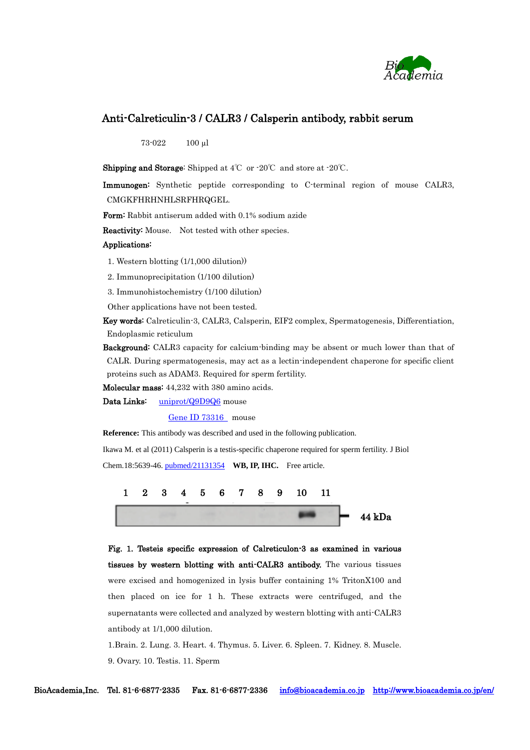# Anti-Calreticulin-3 / CALR3 / Calsperin antibody, rabbit serum

73-022　　100 µl

**Shipping and Storage**: Shipped at 4℃ or -20℃ and store at -20℃.

**Immunogen:** Synthetic peptide corresponding to C-terminal region of mouse CALR3, CMGKFHRHNHLSRFHRQGEL.

**Form**: Rabbit antiserum added with 0.1% sodium azide

**Reactivity**: Mouse. Not tested with other species.

**Applications**:

1. Western blotting (1/1,000 dilution))
2. Immunoprecipitation (1/100 dilution)
3. Immunohistochemistry (1/100 dilution)

Other applications have not been tested.

**Key words**: Calreticulin-3, CALR3, Calsperin, EIF2 complex, Spermatogenesis, Differentiation, Endoplasmic reticulum

**Background**: CALR3 capacity for calcium-binding may be absent or much lower than that of CALR. During spermatogenesis, may act as a lectin-independent chaperone for specific client proteins such as ADAM3. Required for sperm fertility.

**Molecular mass**: 44,232 with 380 amino acids.

**Data Links**: uniprot/Q9D9Q6 mouse

Gene ID 73316 mouse

**Reference:** This antibody was described and used in the following publication.

Ikawa M. et al (2011) Calsperin is a testis-specific chaperone required for sperm fertility. J Biol Chem.18:5639-46. pubmed/21131354 **WB, IP, IHC.** Free article.

1 2 3 4 5 6 7 8 9 10 11

44 kDa

**Fig. 1. Testeis specific expression of Calreticulon-3 as examined in various tissues by western blotting with anti-CALR3 antibody.** The various tissues were excised and homogenized in lysis buffer containing 1% TritonX100 and then placed on ice for 1 h. These extracts were centrifuged, and the supernatants were collected and analyzed by western blotting with anti-CALR3 antibody at 1/1,000 dilution.

1.Brain. 2. Lung. 3. Heart. 4. Thymus. 5. Liver. 6. Spleen. 7. Kidney. 8. Muscle. 9. Ovary. 10. Testis. 11. Sperm

BioAcademia,Inc. Tel. 81-6-6877-2335 Fax. 81-6-6877-2336 info@bioacademia.co.jp http://www.bioacademia.co.jp/en/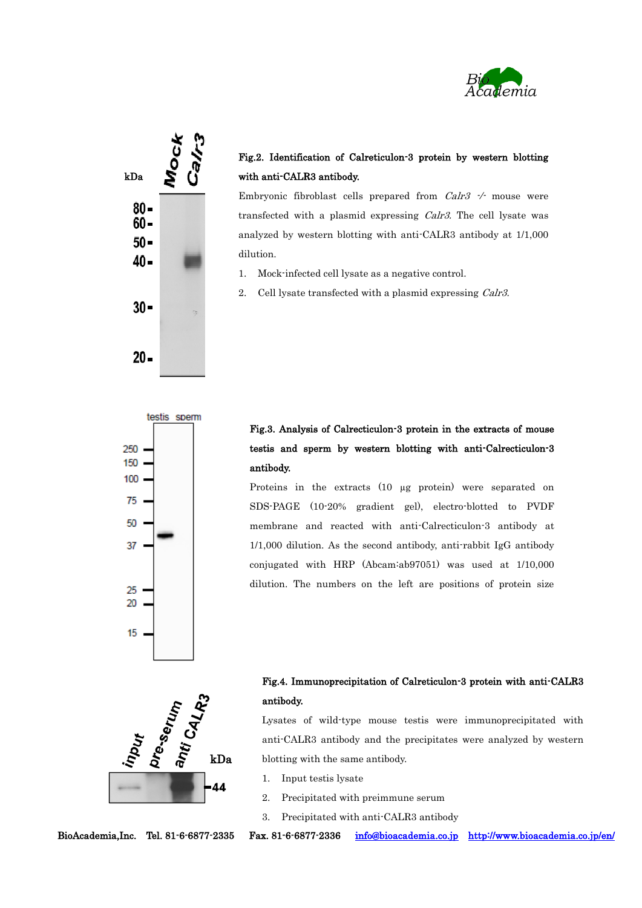kDa

Mock

Calr3

80

60

50

40

30

20

**Fig.2. Identification of Calreticulon-3 protein by western blotting with anti-CALR3 antibody.**

Embryonic fibroblast cells prepared from *Calr3 -/-* mouse were transfected with a plasmid expressing *Calr3*. The cell lysate was analyzed by western blotting with anti-CALR3 antibody at 1/1,000 dilution.

1. Mock-infected cell lysate as a negative control.
2. Cell lysate transfected with a plasmid expressing *Calr3*.

testis sperm

250

150

100

75

50

37

25

20

15

**Fig.3. Analysis of Calrecticulon-3 protein in the extracts of mouse testis and sperm by western blotting with anti-Calrecticulon-3 antibody.**

Proteins in the extracts (10 μg protein) were separated on SDS-PAGE (10-20% gradient gel), electro-blotted to PVDF membrane and reacted with anti-Calrecticulon-3 antibody at 1/1,000 dilution. As the second antibody, anti-rabbit IgG antibody conjugated with HRP (Abcam:ab97051) was used at 1/10,000 dilution. The numbers on the left are positions of protein size

input

pre-serum

anti CALR3

kDa

44

**Fig.4. Immunoprecipitation of Calreticulon-3 protein with anti-CALR3 antibody.**

Lysates of wild-type mouse testis were immunoprecipitated with anti-CALR3 antibody and the precipitates were analyzed by western blotting with the same antibody.

1. Input testis lysate
2. Precipitated with preimmune serum
3. Precipitated with anti-CALR3 antibody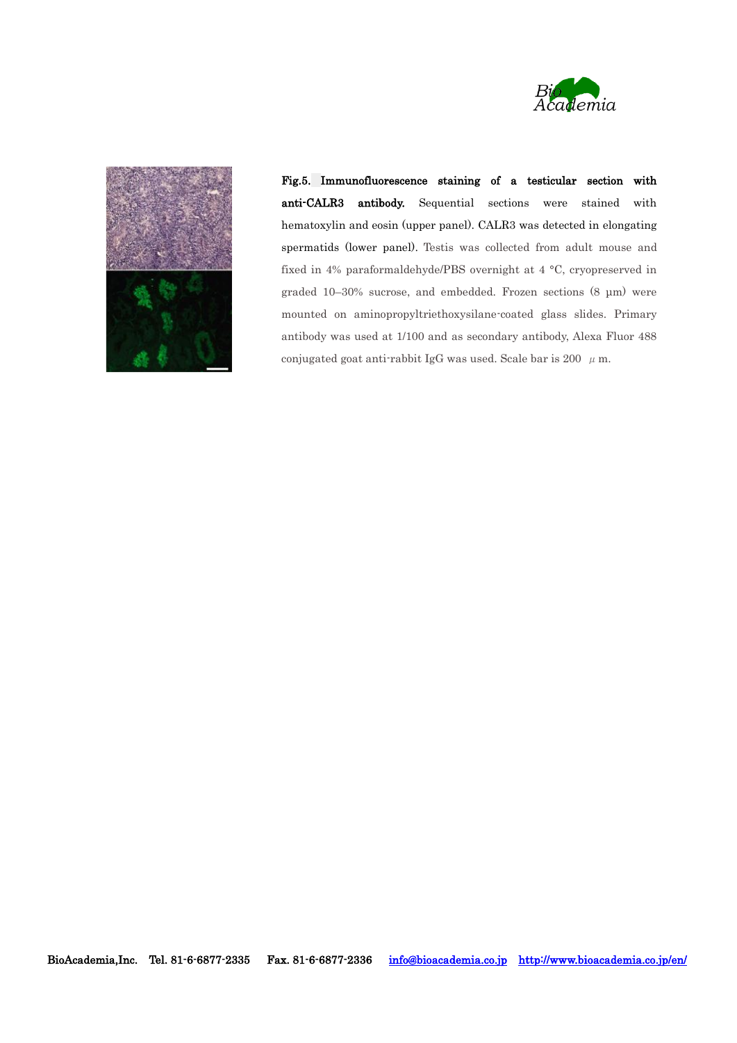**Fig.5. Immunofluorescence staining of a testicular section with anti-CALR3 antibody.** Sequential sections were stained with hematoxylin and eosin (upper panel). CALR3 was detected in elongating spermatids (lower panel). Testis was collected from adult mouse and fixed in 4% paraformaldehyde/PBS overnight at 4 °C, cryopreserved in graded 10–30% sucrose, and embedded. Frozen sections (8 µm) were mounted on aminopropyltriethoxysilane-coated glass slides. Primary antibody was used at 1/100 and as secondary antibody, Alexa Fluor 488 conjugated goat anti-rabbit IgG was used. Scale bar is 200 μm.